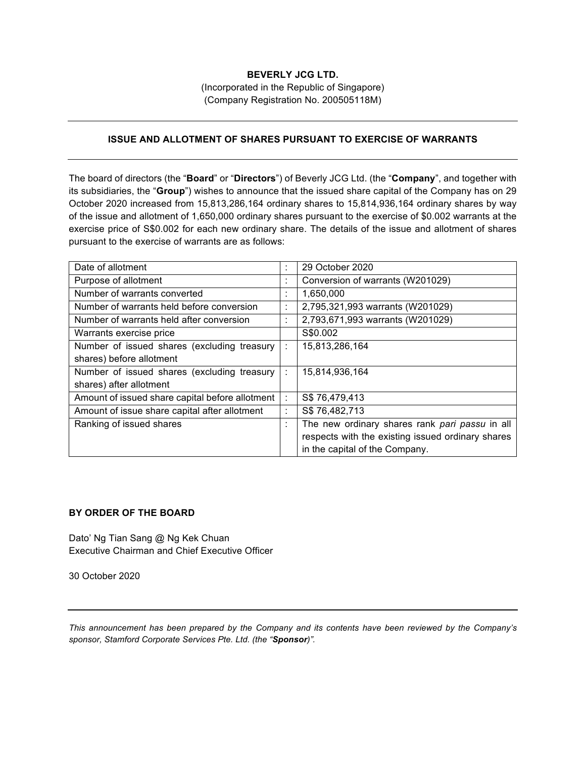**BEVERLY JCG LTD.**
(Incorporated in the Republic of Singapore)
(Company Registration No. 200505118M)

---

**ISSUE AND ALLOTMENT OF SHARES PURSUANT TO EXERCISE OF WARRANTS**

---

The board of directors (the "**Board**" or "**Directors**") of Beverly JCG Ltd. (the "**Company**", and together with its subsidiaries, the "**Group**") wishes to announce that the issued share capital of the Company has on 29 October 2020 increased from 15,813,286,164 ordinary shares to 15,814,936,164 ordinary shares by way of the issue and allotment of 1,650,000 ordinary shares pursuant to the exercise of $0.002 warrants at the exercise price of S$0.002 for each new ordinary share. The details of the issue and allotment of shares pursuant to the exercise of warrants are as follows:

| | | |
|---|---|---|
| Date of allotment | : | 29 October 2020 |
| Purpose of allotment | : | Conversion of warrants (W201029) |
| Number of warrants converted | : | 1,650,000 |
| Number of warrants held before conversion | : | 2,795,321,993 warrants (W201029) |
| Number of warrants held after conversion | : | 2,793,671,993 warrants (W201029) |
| Warrants exercise price | | S$0.002 |
| Number of issued shares (excluding treasury shares) before allotment | : | 15,813,286,164 |
| Number of issued shares (excluding treasury shares) after allotment | : | 15,814,936,164 |
| Amount of issued share capital before allotment | : | S$ 76,479,413 |
| Amount of issue share capital after allotment | : | S$ 76,482,713 |
| Ranking of issued shares | : | The new ordinary shares rank *pari passu* in all respects with the existing issued ordinary shares in the capital of the Company. |

**BY ORDER OF THE BOARD**

Dato' Ng Tian Sang @ Ng Kek Chuan
Executive Chairman and Chief Executive Officer

30 October 2020

---

*This announcement has been prepared by the Company and its contents have been reviewed by the Company's sponsor, Stamford Corporate Services Pte. Ltd. (the "**Sponsor**)".*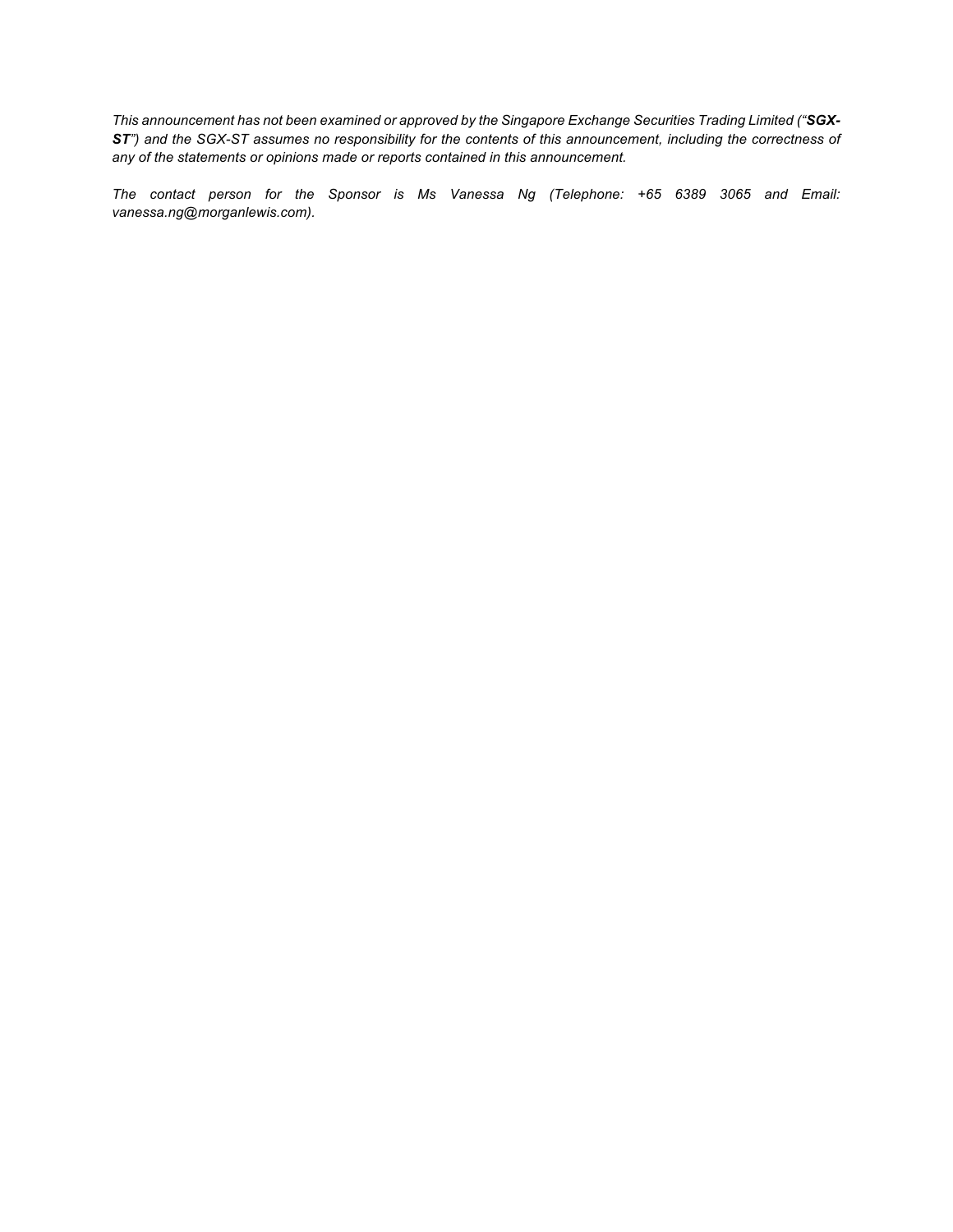*This announcement has not been examined or approved by the Singapore Exchange Securities Trading Limited ("**SGX-ST**") and the SGX-ST assumes no responsibility for the contents of this announcement, including the correctness of any of the statements or opinions made or reports contained in this announcement.*

*The contact person for the Sponsor is Ms Vanessa Ng (Telephone: +65 6389 3065 and Email: vanessa.ng@morganlewis.com).*